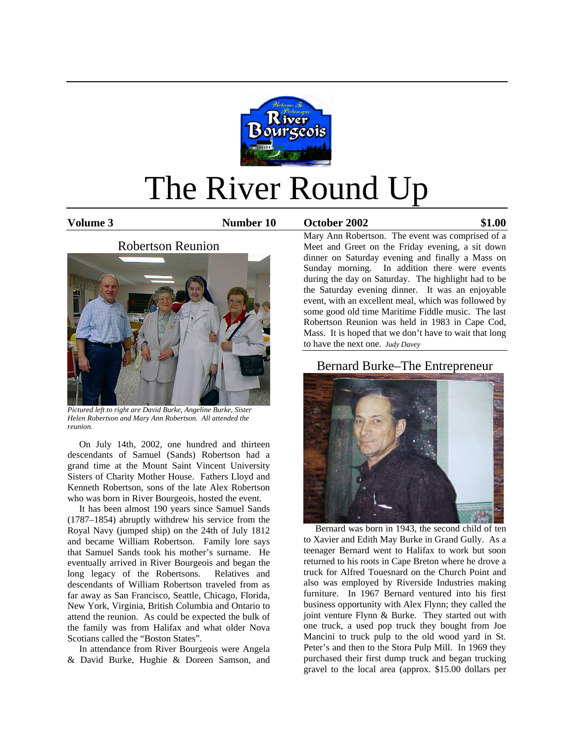# The River Round Up

**Volume 3** **Number 10** **October 2002** **$1.00**

## Robertson Reunion

*Pictured left to right are David Burke, Angeline Burke, Sister Helen Robertson and Mary Ann Robertson. All attended the reunion.*

On July 14th, 2002, one hundred and thirteen descendants of Samuel (Sands) Robertson had a grand time at the Mount Saint Vincent University Sisters of Charity Mother House. Fathers Lloyd and Kenneth Robertson, sons of the late Alex Robertson who was born in River Bourgeois, hosted the event.

It has been almost 190 years since Samuel Sands (1787–1854) abruptly withdrew his service from the Royal Navy (jumped ship) on the 24th of July 1812 and became William Robertson. Family lore says that Samuel Sands took his mother's surname. He eventually arrived in River Bourgeois and began the long legacy of the Robertsons. Relatives and descendants of William Robertson traveled from as far away as San Francisco, Seattle, Chicago, Florida, New York, Virginia, British Columbia and Ontario to attend the reunion. As could be expected the bulk of the family was from Halifax and what older Nova Scotians called the "Boston States".

In attendance from River Bourgeois were Angela & David Burke, Hughie & Doreen Samson, and Mary Ann Robertson. The event was comprised of a Meet and Greet on the Friday evening, a sit down dinner on Saturday evening and finally a Mass on Sunday morning. In addition there were events during the day on Saturday. The highlight had to be the Saturday evening dinner. It was an enjoyable event, with an excellent meal, which was followed by some good old time Maritime Fiddle music. The last Robertson Reunion was held in 1983 in Cape Cod, Mass. It is hoped that we don't have to wait that long to have the next one. *Judy Davey*

## Bernard Burke–The Entrepreneur

Bernard was born in 1943, the second child of ten to Xavier and Edith May Burke in Grand Gully. As a teenager Bernard went to Halifax to work but soon returned to his roots in Cape Breton where he drove a truck for Alfred Touesnard on the Church Point and also was employed by Riverside Industries making furniture. In 1967 Bernard ventured into his first business opportunity with Alex Flynn; they called the joint venture Flynn & Burke. They started out with one truck, a used pop truck they bought from Joe Mancini to truck pulp to the old wood yard in St. Peter's and then to the Stora Pulp Mill. In 1969 they purchased their first dump truck and began trucking gravel to the local area (approx. $15.00 dollars per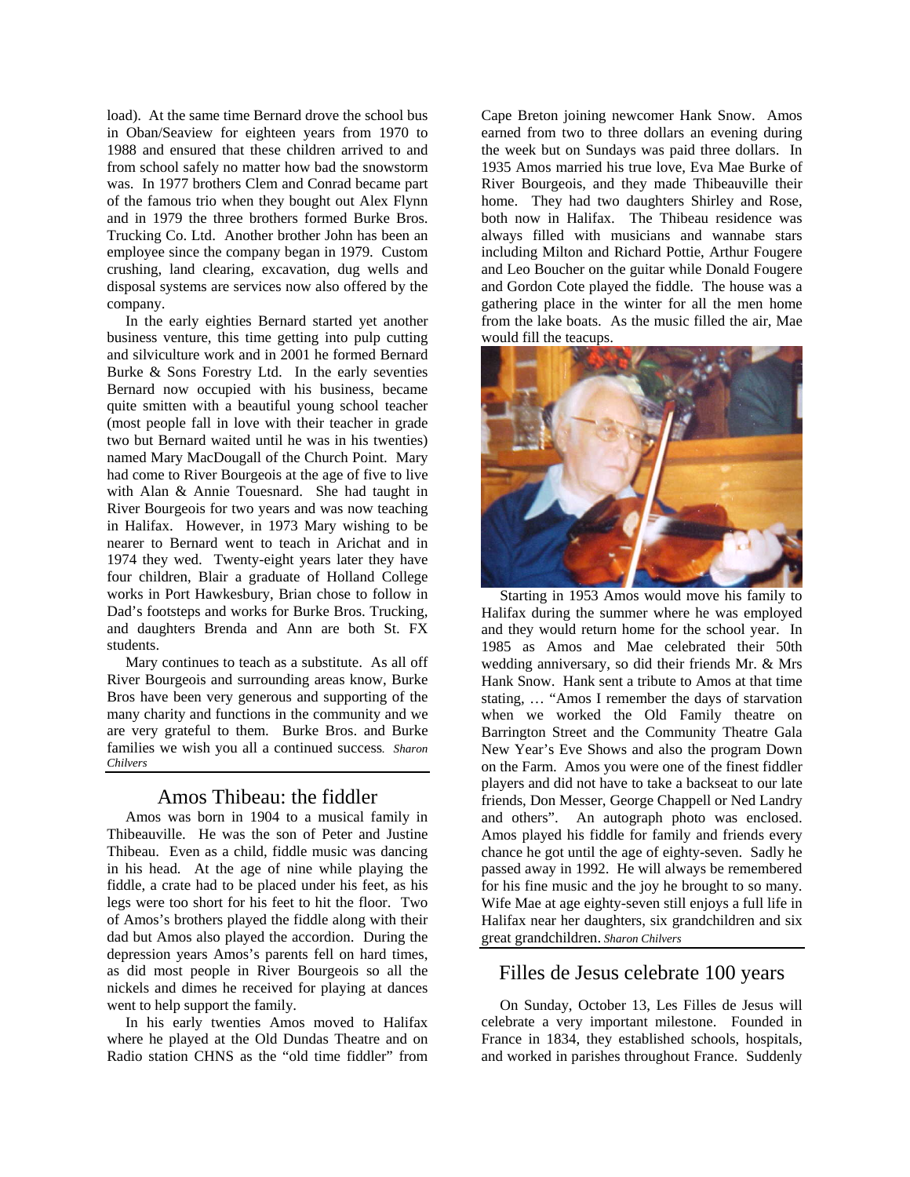load). At the same time Bernard drove the school bus in Oban/Seaview for eighteen years from 1970 to 1988 and ensured that these children arrived to and from school safely no matter how bad the snowstorm was. In 1977 brothers Clem and Conrad became part of the famous trio when they bought out Alex Flynn and in 1979 the three brothers formed Burke Bros. Trucking Co. Ltd. Another brother John has been an employee since the company began in 1979. Custom crushing, land clearing, excavation, dug wells and disposal systems are services now also offered by the company.

In the early eighties Bernard started yet another business venture, this time getting into pulp cutting and silviculture work and in 2001 he formed Bernard Burke & Sons Forestry Ltd. In the early seventies Bernard now occupied with his business, became quite smitten with a beautiful young school teacher (most people fall in love with their teacher in grade two but Bernard waited until he was in his twenties) named Mary MacDougall of the Church Point. Mary had come to River Bourgeois at the age of five to live with Alan & Annie Touesnard. She had taught in River Bourgeois for two years and was now teaching in Halifax. However, in 1973 Mary wishing to be nearer to Bernard went to teach in Arichat and in 1974 they wed. Twenty-eight years later they have four children, Blair a graduate of Holland College works in Port Hawkesbury, Brian chose to follow in Dad's footsteps and works for Burke Bros. Trucking, and daughters Brenda and Ann are both St. FX students.

Mary continues to teach as a substitute. As all off River Bourgeois and surrounding areas know, Burke Bros have been very generous and supporting of the many charity and functions in the community and we are very grateful to them. Burke Bros. and Burke families we wish you all a continued success. *Sharon Chilvers*

## Amos Thibeau: the fiddler

Amos was born in 1904 to a musical family in Thibeauville. He was the son of Peter and Justine Thibeau. Even as a child, fiddle music was dancing in his head. At the age of nine while playing the fiddle, a crate had to be placed under his feet, as his legs were too short for his feet to hit the floor. Two of Amos's brothers played the fiddle along with their dad but Amos also played the accordion. During the depression years Amos's parents fell on hard times, as did most people in River Bourgeois so all the nickels and dimes he received for playing at dances went to help support the family.

In his early twenties Amos moved to Halifax where he played at the Old Dundas Theatre and on Radio station CHNS as the "old time fiddler" from Cape Breton joining newcomer Hank Snow. Amos earned from two to three dollars an evening during the week but on Sundays was paid three dollars. In 1935 Amos married his true love, Eva Mae Burke of River Bourgeois, and they made Thibeauville their home. They had two daughters Shirley and Rose, both now in Halifax. The Thibeau residence was always filled with musicians and wannabe stars including Milton and Richard Pottie, Arthur Fougere and Leo Boucher on the guitar while Donald Fougere and Gordon Cote played the fiddle. The house was a gathering place in the winter for all the men home from the lake boats. As the music filled the air, Mae would fill the teacups.

Starting in 1953 Amos would move his family to Halifax during the summer where he was employed and they would return home for the school year. In 1985 as Amos and Mae celebrated their 50th wedding anniversary, so did their friends Mr. & Mrs Hank Snow. Hank sent a tribute to Amos at that time stating, … "Amos I remember the days of starvation when we worked the Old Family theatre on Barrington Street and the Community Theatre Gala New Year's Eve Shows and also the program Down on the Farm. Amos you were one of the finest fiddler players and did not have to take a backseat to our late friends, Don Messer, George Chappell or Ned Landry and others". An autograph photo was enclosed. Amos played his fiddle for family and friends every chance he got until the age of eighty-seven. Sadly he passed away in 1992. He will always be remembered for his fine music and the joy he brought to so many. Wife Mae at age eighty-seven still enjoys a full life in Halifax near her daughters, six grandchildren and six great grandchildren. *Sharon Chilvers*

## Filles de Jesus celebrate 100 years

On Sunday, October 13, Les Filles de Jesus will celebrate a very important milestone. Founded in France in 1834, they established schools, hospitals, and worked in parishes throughout France. Suddenly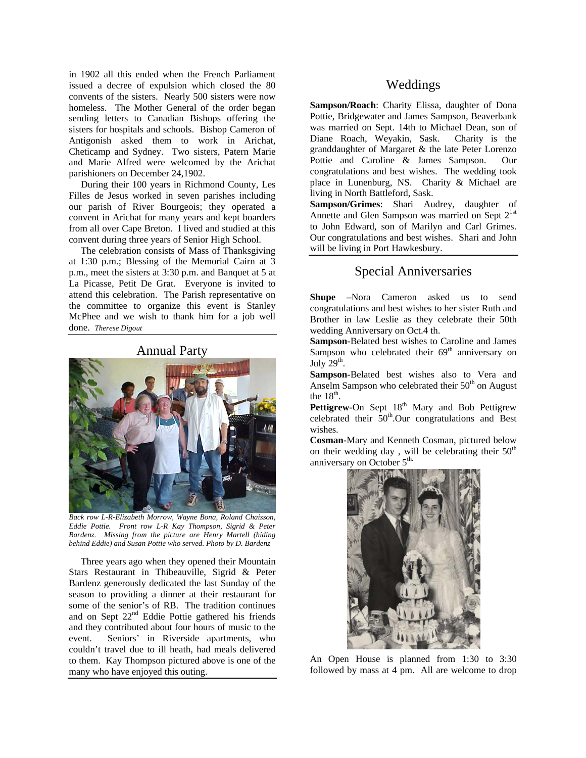in 1902 all this ended when the French Parliament issued a decree of expulsion which closed the 80 convents of the sisters. Nearly 500 sisters were now homeless. The Mother General of the order began sending letters to Canadian Bishops offering the sisters for hospitals and schools. Bishop Cameron of Antigonish asked them to work in Arichat, Cheticamp and Sydney. Two sisters, Patern Marie and Marie Alfred were welcomed by the Arichat parishioners on December 24,1902.

During their 100 years in Richmond County, Les Filles de Jesus worked in seven parishes including our parish of River Bourgeois; they operated a convent in Arichat for many years and kept boarders from all over Cape Breton. I lived and studied at this convent during three years of Senior High School.

The celebration consists of Mass of Thanksgiving at 1:30 p.m.; Blessing of the Memorial Cairn at 3 p.m., meet the sisters at 3:30 p.m. and Banquet at 5 at La Picasse, Petit De Grat. Everyone is invited to attend this celebration. The Parish representative on the committee to organize this event is Stanley McPhee and we wish to thank him for a job well done. *Therese Digout*

## Annual Party

*Back row L-R-Elizabeth Morrow, Wayne Bona, Roland Chaisson, Eddie Pottie. Front row L-R Kay Thompson, Sigrid & Peter Bardenz. Missing from the picture are Henry Martell (hiding behind Eddie) and Susan Pottie who served. Photo by D. Bardenz*

Three years ago when they opened their Mountain Stars Restaurant in Thibeauville, Sigrid & Peter Bardenz generously dedicated the last Sunday of the season to providing a dinner at their restaurant for some of the senior's of RB. The tradition continues and on Sept 22nd Eddie Pottie gathered his friends and they contributed about four hours of music to the event. Seniors' in Riverside apartments, who couldn't travel due to ill heath, had meals delivered to them. Kay Thompson pictured above is one of the many who have enjoyed this outing.

## Weddings

**Sampson/Roach**: Charity Elissa, daughter of Dona Pottie, Bridgewater and James Sampson, Beaverbank was married on Sept. 14th to Michael Dean, son of Diane Roach, Weyakin, Sask. Charity is the granddaughter of Margaret & the late Peter Lorenzo Pottie and Caroline & James Sampson. Our congratulations and best wishes. The wedding took place in Lunenburg, NS. Charity & Michael are living in North Battleford, Sask.

**Sampson/Grimes**: Shari Audrey, daughter of Annette and Glen Sampson was married on Sept 2 1st to John Edward, son of Marilyn and Carl Grimes. Our congratulations and best wishes. Shari and John will be living in Port Hawkesbury.

## Special Anniversaries

**Shupe** –Nora Cameron asked us to send congratulations and best wishes to her sister Ruth and Brother in law Leslie as they celebrate their 50th wedding Anniversary on Oct.4 th.

**Sampson**-Belated best wishes to Caroline and James Sampson who celebrated their 69th anniversary on July 29th.

**Sampson**-Belated best wishes also to Vera and Anselm Sampson who celebrated their 50th on August the 18th.

**Pettigrew**-On Sept 18th Mary and Bob Pettigrew celebrated their 50th.Our congratulations and Best wishes.

**Cosman**-Mary and Kenneth Cosman, pictured below on their wedding day , will be celebrating their 50th anniversary on October 5th.

An Open House is planned from 1:30 to 3:30 followed by mass at 4 pm. All are welcome to drop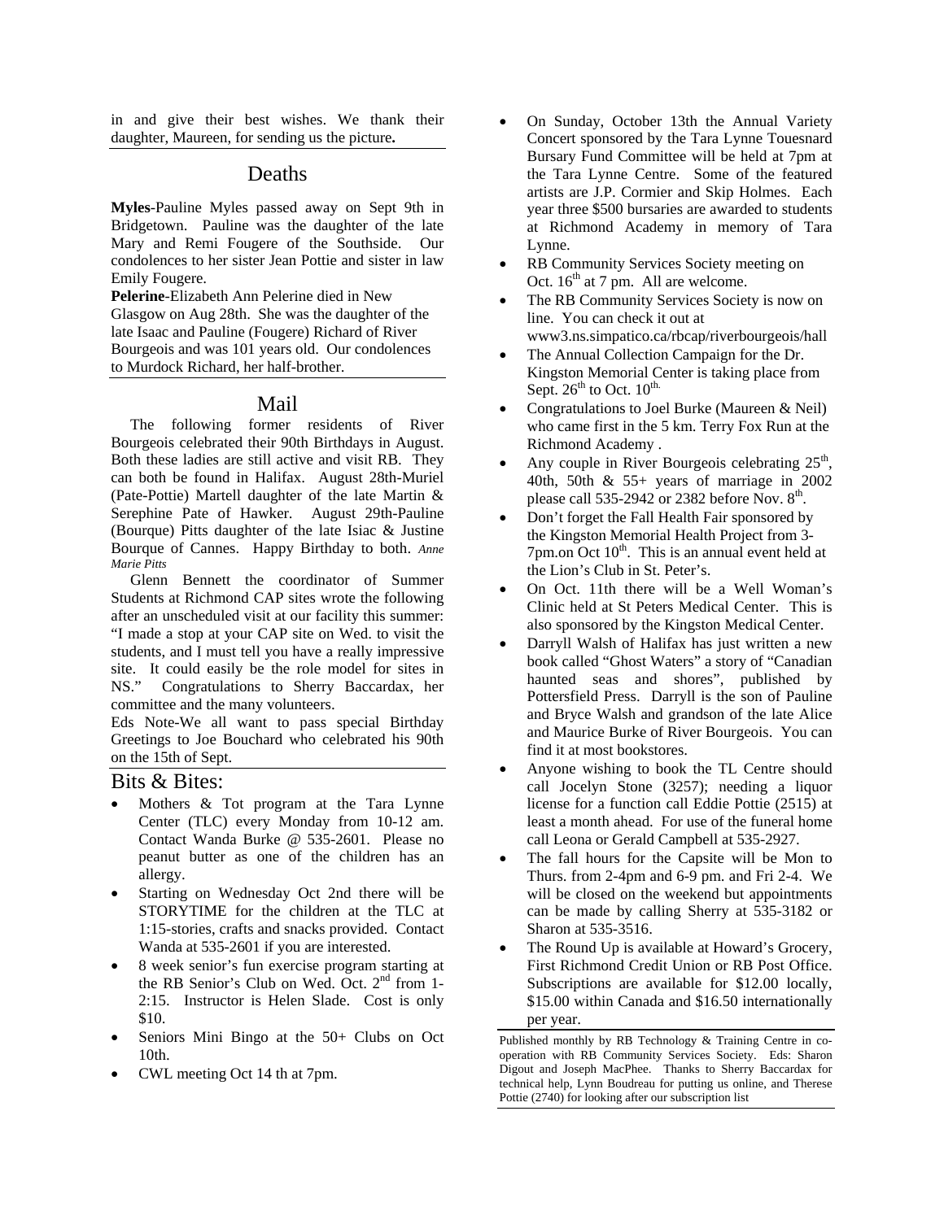in and give their best wishes. We thank their daughter, Maureen, for sending us the picture**.**

## Deaths

**Myles**-Pauline Myles passed away on Sept 9th in Bridgetown. Pauline was the daughter of the late Mary and Remi Fougere of the Southside. Our condolences to her sister Jean Pottie and sister in law Emily Fougere.

**Pelerine**-Elizabeth Ann Pelerine died in New Glasgow on Aug 28th. She was the daughter of the late Isaac and Pauline (Fougere) Richard of River Bourgeois and was 101 years old. Our condolences to Murdock Richard, her half-brother.

## Mail

The following former residents of River Bourgeois celebrated their 90th Birthdays in August. Both these ladies are still active and visit RB. They can both be found in Halifax. August 28th-Muriel (Pate-Pottie) Martell daughter of the late Martin & Serephine Pate of Hawker. August 29th-Pauline (Bourque) Pitts daughter of the late Isiac & Justine Bourque of Cannes. Happy Birthday to both. *Anne Marie Pitts*

Glenn Bennett the coordinator of Summer Students at Richmond CAP sites wrote the following after an unscheduled visit at our facility this summer: "I made a stop at your CAP site on Wed. to visit the students, and I must tell you have a really impressive site. It could easily be the role model for sites in NS." Congratulations to Sherry Baccardax, her committee and the many volunteers.

Eds Note-We all want to pass special Birthday Greetings to Joe Bouchard who celebrated his 90th on the 15th of Sept.

## Bits & Bites:

- Mothers & Tot program at the Tara Lynne Center (TLC) every Monday from 10-12 am. Contact Wanda Burke @ 535-2601. Please no peanut butter as one of the children has an allergy.
- Starting on Wednesday Oct 2nd there will be STORYTIME for the children at the TLC at 1:15-stories, crafts and snacks provided. Contact Wanda at 535-2601 if you are interested.
- 8 week senior's fun exercise program starting at the RB Senior's Club on Wed. Oct. 2nd from 1-2:15. Instructor is Helen Slade. Cost is only $10.
- Seniors Mini Bingo at the 50+ Clubs on Oct 10th.
- CWL meeting Oct 14 th at 7pm.
- On Sunday, October 13th the Annual Variety Concert sponsored by the Tara Lynne Touesnard Bursary Fund Committee will be held at 7pm at the Tara Lynne Centre. Some of the featured artists are J.P. Cormier and Skip Holmes. Each year three $500 bursaries are awarded to students at Richmond Academy in memory of Tara Lynne.
- RB Community Services Society meeting on Oct. 16th at 7 pm. All are welcome.
- The RB Community Services Society is now on line. You can check it out at www3.ns.simpatico.ca/rbcap/riverbourgeois/hall
- The Annual Collection Campaign for the Dr. Kingston Memorial Center is taking place from Sept. 26th to Oct. 10th.
- Congratulations to Joel Burke (Maureen & Neil) who came first in the 5 km. Terry Fox Run at the Richmond Academy .
- Any couple in River Bourgeois celebrating 25th, 40th, 50th & 55+ years of marriage in 2002 please call 535-2942 or 2382 before Nov. 8th.
- Don't forget the Fall Health Fair sponsored by the Kingston Memorial Health Project from 3-7pm.on Oct 10th. This is an annual event held at the Lion's Club in St. Peter's.
- On Oct. 11th there will be a Well Woman's Clinic held at St Peters Medical Center. This is also sponsored by the Kingston Medical Center.
- Darryll Walsh of Halifax has just written a new book called "Ghost Waters" a story of "Canadian haunted seas and shores", published by Pottersfield Press. Darryll is the son of Pauline and Bryce Walsh and grandson of the late Alice and Maurice Burke of River Bourgeois. You can find it at most bookstores.
- Anyone wishing to book the TL Centre should call Jocelyn Stone (3257); needing a liquor license for a function call Eddie Pottie (2515) at least a month ahead. For use of the funeral home call Leona or Gerald Campbell at 535-2927.
- The fall hours for the Capsite will be Mon to Thurs. from 2-4pm and 6-9 pm. and Fri 2-4. We will be closed on the weekend but appointments can be made by calling Sherry at 535-3182 or Sharon at 535-3516.
- The Round Up is available at Howard's Grocery, First Richmond Credit Union or RB Post Office. Subscriptions are available for $12.00 locally, $15.00 within Canada and $16.50 internationally per year.

Published monthly by RB Technology & Training Centre in co-operation with RB Community Services Society. Eds: Sharon Digout and Joseph MacPhee. Thanks to Sherry Baccardax for technical help, Lynn Boudreau for putting us online, and Therese Pottie (2740) for looking after our subscription list